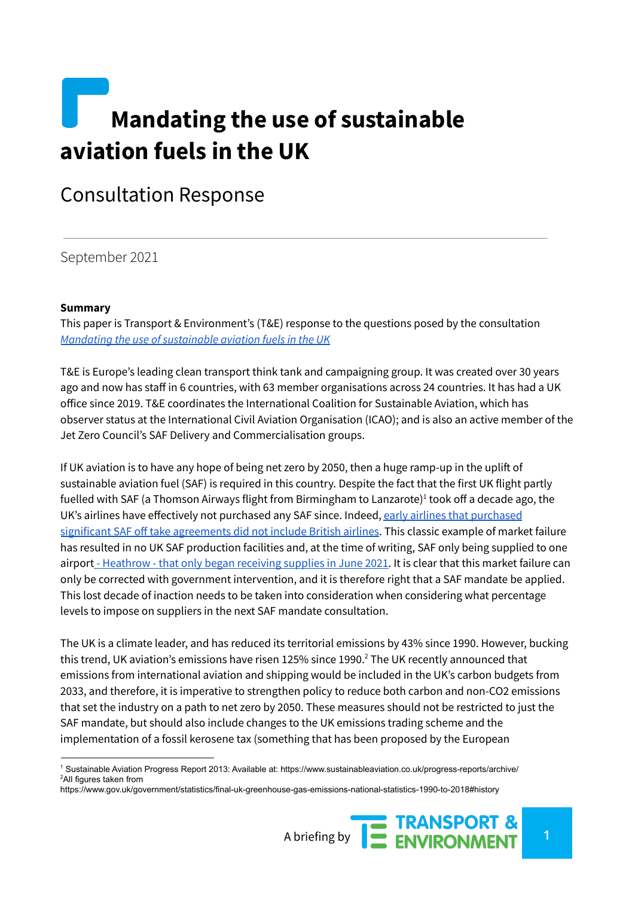# Mandating the use of sustainable aviation fuels in the UK

## Consultation Response

September 2021

**Summary**

This paper is Transport & Environment's (T&E) response to the questions posed by the consultation *Mandating the use of sustainable aviation fuels in the UK*

T&E is Europe's leading clean transport think tank and campaigning group. It was created over 30 years ago and now has staff in 6 countries, with 63 member organisations across 24 countries. It has had a UK office since 2019. T&E coordinates the International Coalition for Sustainable Aviation, which has observer status at the International Civil Aviation Organisation (ICAO); and is also an active member of the Jet Zero Council's SAF Delivery and Commercialisation groups.

If UK aviation is to have any hope of being net zero by 2050, then a huge ramp-up in the uplift of sustainable aviation fuel (SAF) is required in this country. Despite the fact that the first UK flight partly fuelled with SAF (a Thomson Airways flight from Birmingham to Lanzarote)[1] took off a decade ago, the UK's airlines have effectively not purchased any SAF since. Indeed, early airlines that purchased significant SAF off take agreements did not include British airlines. This classic example of market failure has resulted in no UK SAF production facilities and, at the time of writing, SAF only being supplied to one airport - Heathrow - that only began receiving supplies in June 2021. It is clear that this market failure can only be corrected with government intervention, and it is therefore right that a SAF mandate be applied. This lost decade of inaction needs to be taken into consideration when considering what percentage levels to impose on suppliers in the next SAF mandate consultation.

The UK is a climate leader, and has reduced its territorial emissions by 43% since 1990. However, bucking this trend, UK aviation's emissions have risen 125% since 1990.[2] The UK recently announced that emissions from international aviation and shipping would be included in the UK's carbon budgets from 2033, and therefore, it is imperative to strengthen policy to reduce both carbon and non-CO2 emissions that set the industry on a path to net zero by 2050. These measures should not be restricted to just the SAF mandate, but should also include changes to the UK emissions trading scheme and the implementation of a fossil kerosene tax (something that has been proposed by the European

---

[1] Sustainable Aviation Progress Report 2013: Available at: https://www.sustainableaviation.co.uk/progress-reports/archive/

[2] All figures taken from https://www.gov.uk/government/statistics/final-uk-greenhouse-gas-emissions-national-statistics-1990-to-2018#history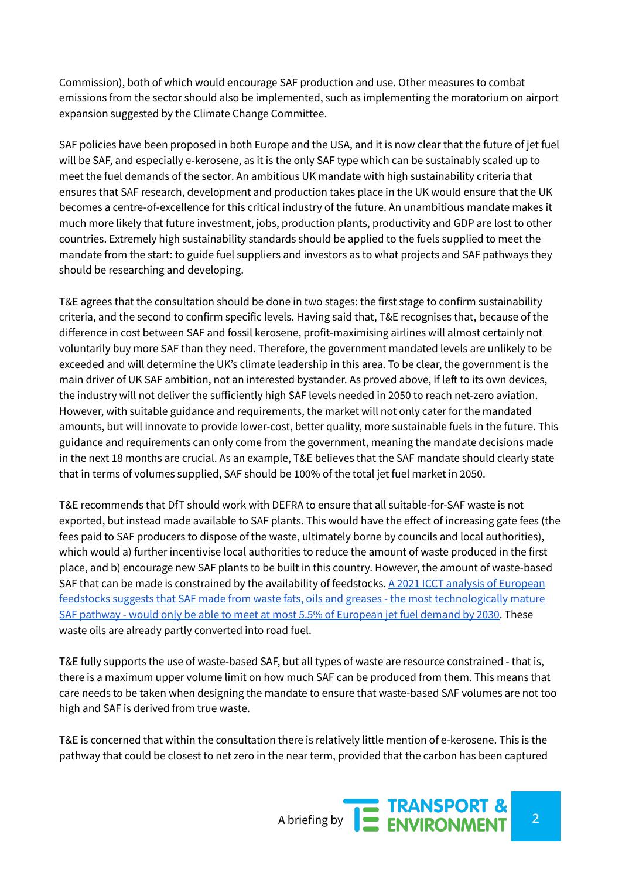Commission), both of which would encourage SAF production and use. Other measures to combat emissions from the sector should also be implemented, such as implementing the moratorium on airport expansion suggested by the Climate Change Committee.

SAF policies have been proposed in both Europe and the USA, and it is now clear that the future of jet fuel will be SAF, and especially e-kerosene, as it is the only SAF type which can be sustainably scaled up to meet the fuel demands of the sector. An ambitious UK mandate with high sustainability criteria that ensures that SAF research, development and production takes place in the UK would ensure that the UK becomes a centre-of-excellence for this critical industry of the future. An unambitious mandate makes it much more likely that future investment, jobs, production plants, productivity and GDP are lost to other countries. Extremely high sustainability standards should be applied to the fuels supplied to meet the mandate from the start: to guide fuel suppliers and investors as to what projects and SAF pathways they should be researching and developing.

T&E agrees that the consultation should be done in two stages: the first stage to confirm sustainability criteria, and the second to confirm specific levels. Having said that, T&E recognises that, because of the difference in cost between SAF and fossil kerosene, profit-maximising airlines will almost certainly not voluntarily buy more SAF than they need. Therefore, the government mandated levels are unlikely to be exceeded and will determine the UK's climate leadership in this area. To be clear, the government is the main driver of UK SAF ambition, not an interested bystander. As proved above, if left to its own devices, the industry will not deliver the sufficiently high SAF levels needed in 2050 to reach net-zero aviation. However, with suitable guidance and requirements, the market will not only cater for the mandated amounts, but will innovate to provide lower-cost, better quality, more sustainable fuels in the future. This guidance and requirements can only come from the government, meaning the mandate decisions made in the next 18 months are crucial. As an example, T&E believes that the SAF mandate should clearly state that in terms of volumes supplied, SAF should be 100% of the total jet fuel market in 2050.

T&E recommends that DfT should work with DEFRA to ensure that all suitable-for-SAF waste is not exported, but instead made available to SAF plants. This would have the effect of increasing gate fees (the fees paid to SAF producers to dispose of the waste, ultimately borne by councils and local authorities), which would a) further incentivise local authorities to reduce the amount of waste produced in the first place, and b) encourage new SAF plants to be built in this country. However, the amount of waste-based SAF that can be made is constrained by the availability of feedstocks. A 2021 ICCT analysis of European feedstocks suggests that SAF made from waste fats, oils and greases - the most technologically mature SAF pathway - would only be able to meet at most 5.5% of European jet fuel demand by 2030. These waste oils are already partly converted into road fuel.

T&E fully supports the use of waste-based SAF, but all types of waste are resource constrained - that is, there is a maximum upper volume limit on how much SAF can be produced from them. This means that care needs to be taken when designing the mandate to ensure that waste-based SAF volumes are not too high and SAF is derived from true waste.

T&E is concerned that within the consultation there is relatively little mention of e-kerosene. This is the pathway that could be closest to net zero in the near term, provided that the carbon has been captured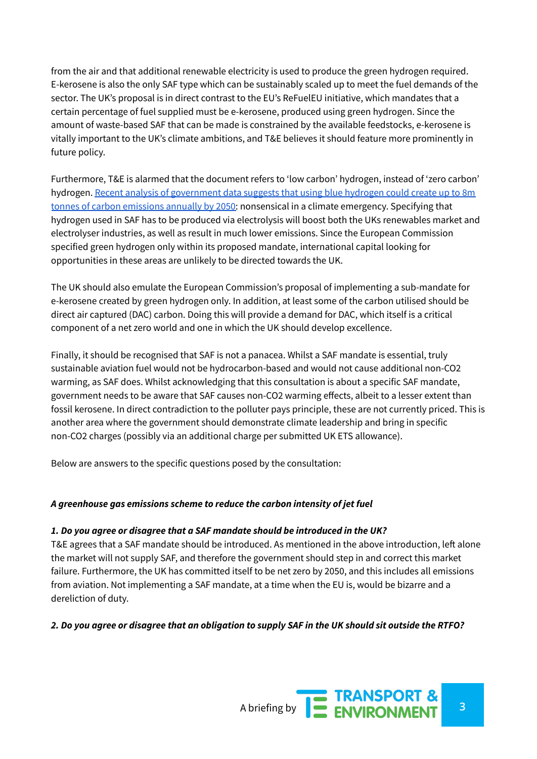from the air and that additional renewable electricity is used to produce the green hydrogen required. E-kerosene is also the only SAF type which can be sustainably scaled up to meet the fuel demands of the sector. The UK's proposal is in direct contrast to the EU's ReFuelEU initiative, which mandates that a certain percentage of fuel supplied must be e-kerosene, produced using green hydrogen. Since the amount of waste-based SAF that can be made is constrained by the available feedstocks, e-kerosene is vitally important to the UK's climate ambitions, and T&E believes it should feature more prominently in future policy.

Furthermore, T&E is alarmed that the document refers to 'low carbon' hydrogen, instead of 'zero carbon' hydrogen. Recent analysis of government data suggests that using blue hydrogen could create up to 8m tonnes of carbon emissions annually by 2050: nonsensical in a climate emergency. Specifying that hydrogen used in SAF has to be produced via electrolysis will boost both the UKs renewables market and electrolyser industries, as well as result in much lower emissions. Since the European Commission specified green hydrogen only within its proposed mandate, international capital looking for opportunities in these areas are unlikely to be directed towards the UK.

The UK should also emulate the European Commission's proposal of implementing a sub-mandate for e-kerosene created by green hydrogen only. In addition, at least some of the carbon utilised should be direct air captured (DAC) carbon. Doing this will provide a demand for DAC, which itself is a critical component of a net zero world and one in which the UK should develop excellence.

Finally, it should be recognised that SAF is not a panacea. Whilst a SAF mandate is essential, truly sustainable aviation fuel would not be hydrocarbon-based and would not cause additional non-CO2 warming, as SAF does. Whilst acknowledging that this consultation is about a specific SAF mandate, government needs to be aware that SAF causes non-CO2 warming effects, albeit to a lesser extent than fossil kerosene. In direct contradiction to the polluter pays principle, these are not currently priced. This is another area where the government should demonstrate climate leadership and bring in specific non-CO2 charges (possibly via an additional charge per submitted UK ETS allowance).

Below are answers to the specific questions posed by the consultation:

### *A greenhouse gas emissions scheme to reduce the carbon intensity of jet fuel*

#### *1. Do you agree or disagree that a SAF mandate should be introduced in the UK?*

T&E agrees that a SAF mandate should be introduced. As mentioned in the above introduction, left alone the market will not supply SAF, and therefore the government should step in and correct this market failure. Furthermore, the UK has committed itself to be net zero by 2050, and this includes all emissions from aviation. Not implementing a SAF mandate, at a time when the EU is, would be bizarre and a dereliction of duty.

#### *2. Do you agree or disagree that an obligation to supply SAF in the UK should sit outside the RTFO?*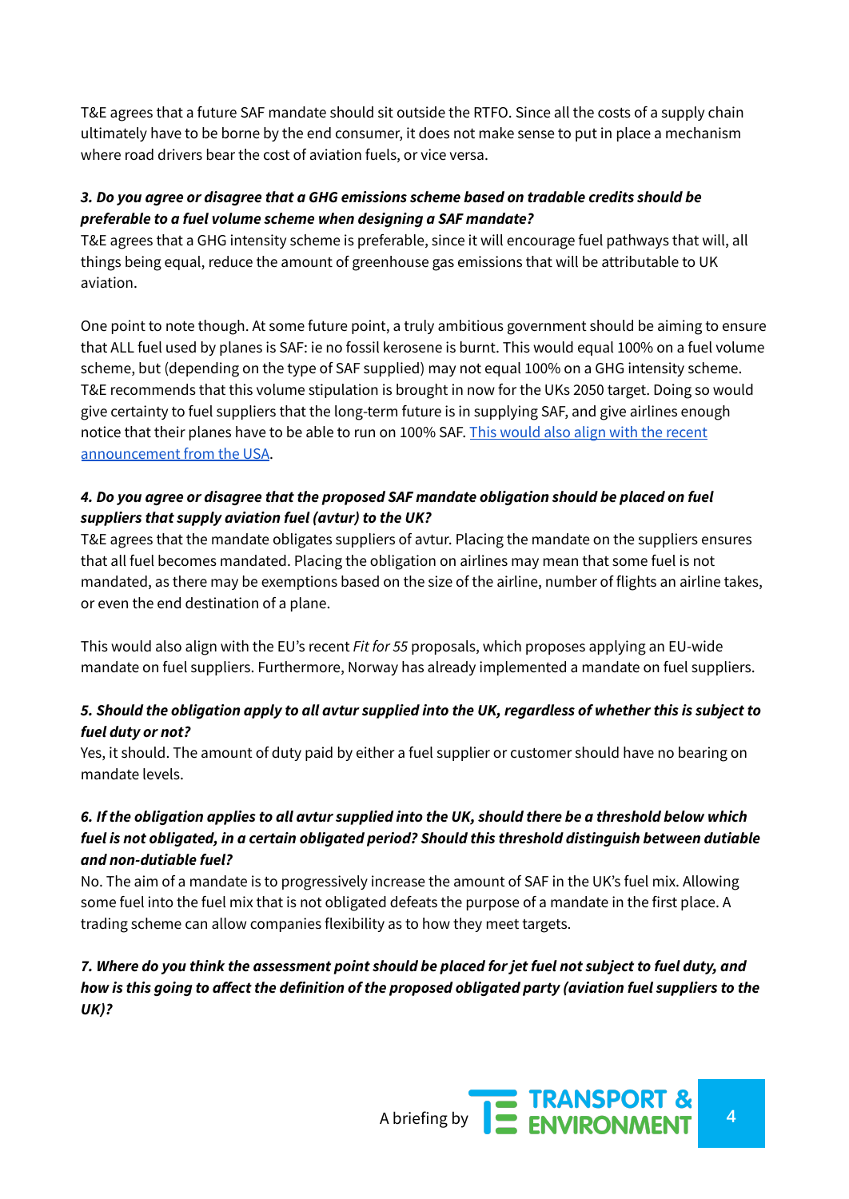T&E agrees that a future SAF mandate should sit outside the RTFO. Since all the costs of a supply chain ultimately have to be borne by the end consumer, it does not make sense to put in place a mechanism where road drivers bear the cost of aviation fuels, or vice versa.

***3. Do you agree or disagree that a GHG emissions scheme based on tradable credits should be preferable to a fuel volume scheme when designing a SAF mandate?***

T&E agrees that a GHG intensity scheme is preferable, since it will encourage fuel pathways that will, all things being equal, reduce the amount of greenhouse gas emissions that will be attributable to UK aviation.

One point to note though. At some future point, a truly ambitious government should be aiming to ensure that ALL fuel used by planes is SAF: ie no fossil kerosene is burnt. This would equal 100% on a fuel volume scheme, but (depending on the type of SAF supplied) may not equal 100% on a GHG intensity scheme. T&E recommends that this volume stipulation is brought in now for the UKs 2050 target. Doing so would give certainty to fuel suppliers that the long-term future is in supplying SAF, and give airlines enough notice that their planes have to be able to run on 100% SAF. [This would also align with the recent announcement from the USA]().

***4. Do you agree or disagree that the proposed SAF mandate obligation should be placed on fuel suppliers that supply aviation fuel (avtur) to the UK?***

T&E agrees that the mandate obligates suppliers of avtur. Placing the mandate on the suppliers ensures that all fuel becomes mandated. Placing the obligation on airlines may mean that some fuel is not mandated, as there may be exemptions based on the size of the airline, number of flights an airline takes, or even the end destination of a plane.

This would also align with the EU's recent *Fit for 55* proposals, which proposes applying an EU-wide mandate on fuel suppliers. Furthermore, Norway has already implemented a mandate on fuel suppliers.

***5. Should the obligation apply to all avtur supplied into the UK, regardless of whether this is subject to fuel duty or not?***

Yes, it should. The amount of duty paid by either a fuel supplier or customer should have no bearing on mandate levels.

***6. If the obligation applies to all avtur supplied into the UK, should there be a threshold below which fuel is not obligated, in a certain obligated period? Should this threshold distinguish between dutiable and non-dutiable fuel?***

No. The aim of a mandate is to progressively increase the amount of SAF in the UK's fuel mix. Allowing some fuel into the fuel mix that is not obligated defeats the purpose of a mandate in the first place. A trading scheme can allow companies flexibility as to how they meet targets.

***7. Where do you think the assessment point should be placed for jet fuel not subject to fuel duty, and how is this going to affect the definition of the proposed obligated party (aviation fuel suppliers to the UK)?***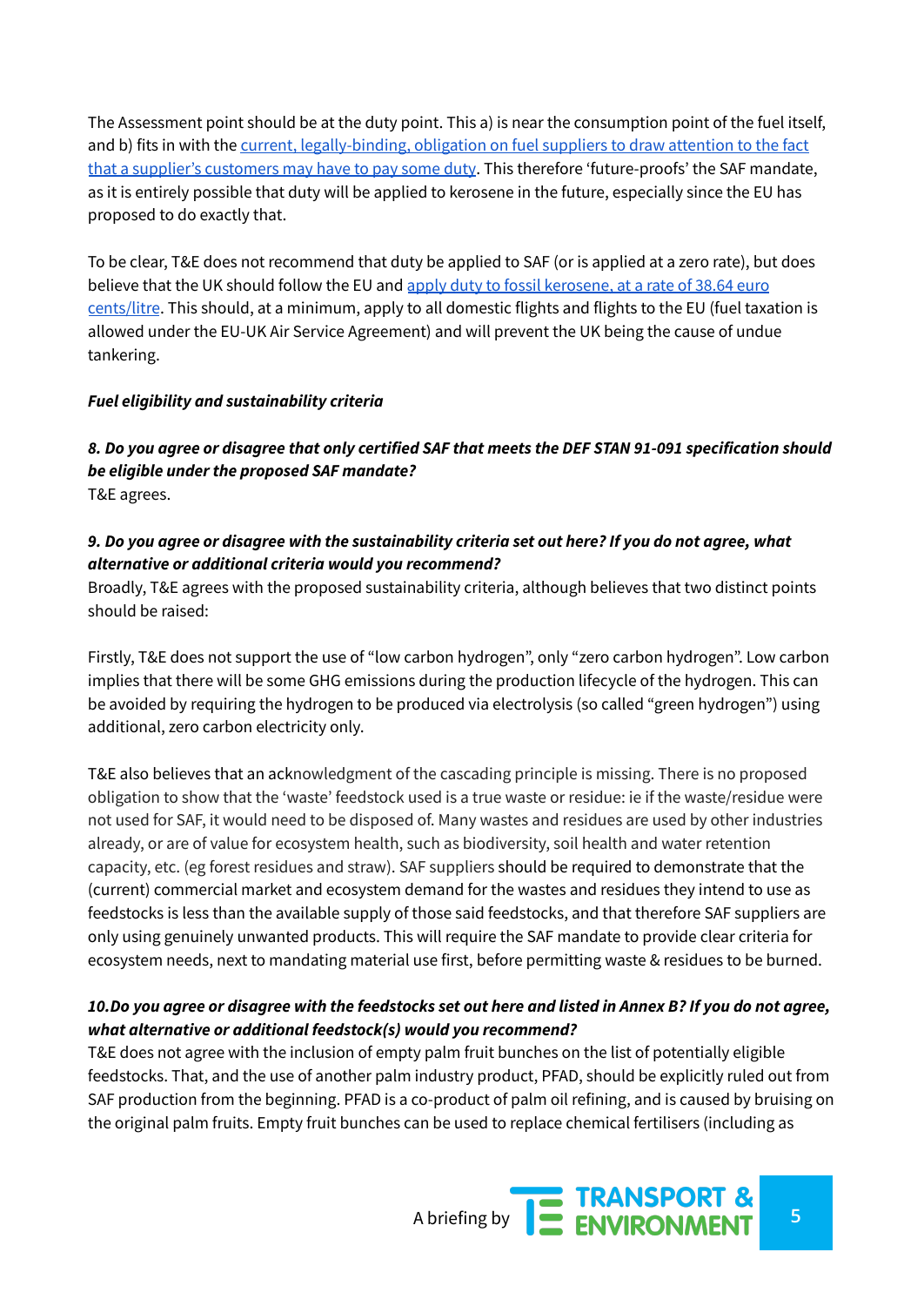The Assessment point should be at the duty point. This a) is near the consumption point of the fuel itself, and b) fits in with the [current, legally-binding, obligation on fuel suppliers to draw attention to the fact that a supplier's customers may have to pay some duty](). This therefore 'future-proofs' the SAF mandate, as it is entirely possible that duty will be applied to kerosene in the future, especially since the EU has proposed to do exactly that.

To be clear, T&E does not recommend that duty be applied to SAF (or is applied at a zero rate), but does believe that the UK should follow the EU and [apply duty to fossil kerosene, at a rate of 38.64 euro cents/litre](). This should, at a minimum, apply to all domestic flights and flights to the EU (fuel taxation is allowed under the EU-UK Air Service Agreement) and will prevent the UK being the cause of undue tankering.

***Fuel eligibility and sustainability criteria***

***8. Do you agree or disagree that only certified SAF that meets the DEF STAN 91-091 specification should be eligible under the proposed SAF mandate?***

T&E agrees.

***9. Do you agree or disagree with the sustainability criteria set out here? If you do not agree, what alternative or additional criteria would you recommend?***

Broadly, T&E agrees with the proposed sustainability criteria, although believes that two distinct points should be raised:

Firstly, T&E does not support the use of "low carbon hydrogen", only "zero carbon hydrogen". Low carbon implies that there will be some GHG emissions during the production lifecycle of the hydrogen. This can be avoided by requiring the hydrogen to be produced via electrolysis (so called "green hydrogen") using additional, zero carbon electricity only.

T&E also believes that an acknowledgment of the cascading principle is missing. There is no proposed obligation to show that the 'waste' feedstock used is a true waste or residue: ie if the waste/residue were not used for SAF, it would need to be disposed of. Many wastes and residues are used by other industries already, or are of value for ecosystem health, such as biodiversity, soil health and water retention capacity, etc. (eg forest residues and straw). SAF suppliers should be required to demonstrate that the (current) commercial market and ecosystem demand for the wastes and residues they intend to use as feedstocks is less than the available supply of those said feedstocks, and that therefore SAF suppliers are only using genuinely unwanted products. This will require the SAF mandate to provide clear criteria for ecosystem needs, next to mandating material use first, before permitting waste & residues to be burned.

***10.Do you agree or disagree with the feedstocks set out here and listed in Annex B? If you do not agree, what alternative or additional feedstock(s) would you recommend?***

T&E does not agree with the inclusion of empty palm fruit bunches on the list of potentially eligible feedstocks. That, and the use of another palm industry product, PFAD, should be explicitly ruled out from SAF production from the beginning. PFAD is a co-product of palm oil refining, and is caused by bruising on the original palm fruits. Empty fruit bunches can be used to replace chemical fertilisers (including as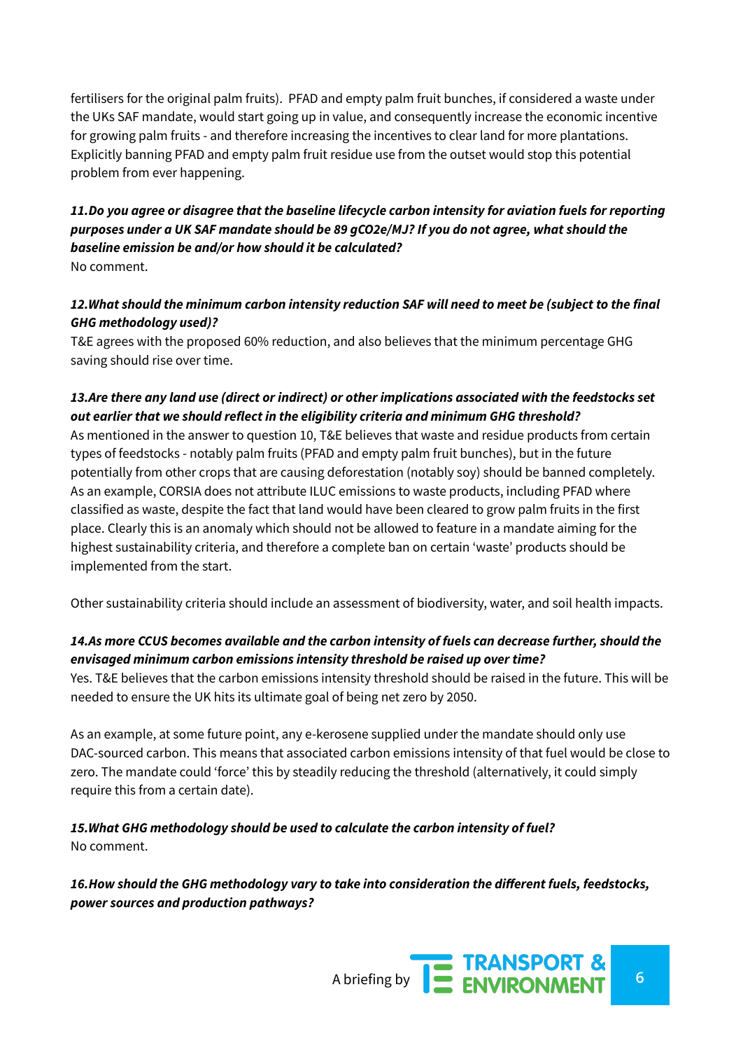fertilisers for the original palm fruits). PFAD and empty palm fruit bunches, if considered a waste under the UKs SAF mandate, would start going up in value, and consequently increase the economic incentive for growing palm fruits - and therefore increasing the incentives to clear land for more plantations. Explicitly banning PFAD and empty palm fruit residue use from the outset would stop this potential problem from ever happening.

***11.Do you agree or disagree that the baseline lifecycle carbon intensity for aviation fuels for reporting purposes under a UK SAF mandate should be 89 gCO2e/MJ? If you do not agree, what should the baseline emission be and/or how should it be calculated?***

No comment.

***12.What should the minimum carbon intensity reduction SAF will need to meet be (subject to the final GHG methodology used)?***

T&E agrees with the proposed 60% reduction, and also believes that the minimum percentage GHG saving should rise over time.

***13.Are there any land use (direct or indirect) or other implications associated with the feedstocks set out earlier that we should reflect in the eligibility criteria and minimum GHG threshold?***

As mentioned in the answer to question 10, T&E believes that waste and residue products from certain types of feedstocks - notably palm fruits (PFAD and empty palm fruit bunches), but in the future potentially from other crops that are causing deforestation (notably soy) should be banned completely. As an example, CORSIA does not attribute ILUC emissions to waste products, including PFAD where classified as waste, despite the fact that land would have been cleared to grow palm fruits in the first place. Clearly this is an anomaly which should not be allowed to feature in a mandate aiming for the highest sustainability criteria, and therefore a complete ban on certain 'waste' products should be implemented from the start.

Other sustainability criteria should include an assessment of biodiversity, water, and soil health impacts.

***14.As more CCUS becomes available and the carbon intensity of fuels can decrease further, should the envisaged minimum carbon emissions intensity threshold be raised up over time?***

Yes. T&E believes that the carbon emissions intensity threshold should be raised in the future. This will be needed to ensure the UK hits its ultimate goal of being net zero by 2050.

As an example, at some future point, any e-kerosene supplied under the mandate should only use DAC-sourced carbon. This means that associated carbon emissions intensity of that fuel would be close to zero. The mandate could 'force' this by steadily reducing the threshold (alternatively, it could simply require this from a certain date).

***15.What GHG methodology should be used to calculate the carbon intensity of fuel?***

No comment.

***16.How should the GHG methodology vary to take into consideration the different fuels, feedstocks, power sources and production pathways?***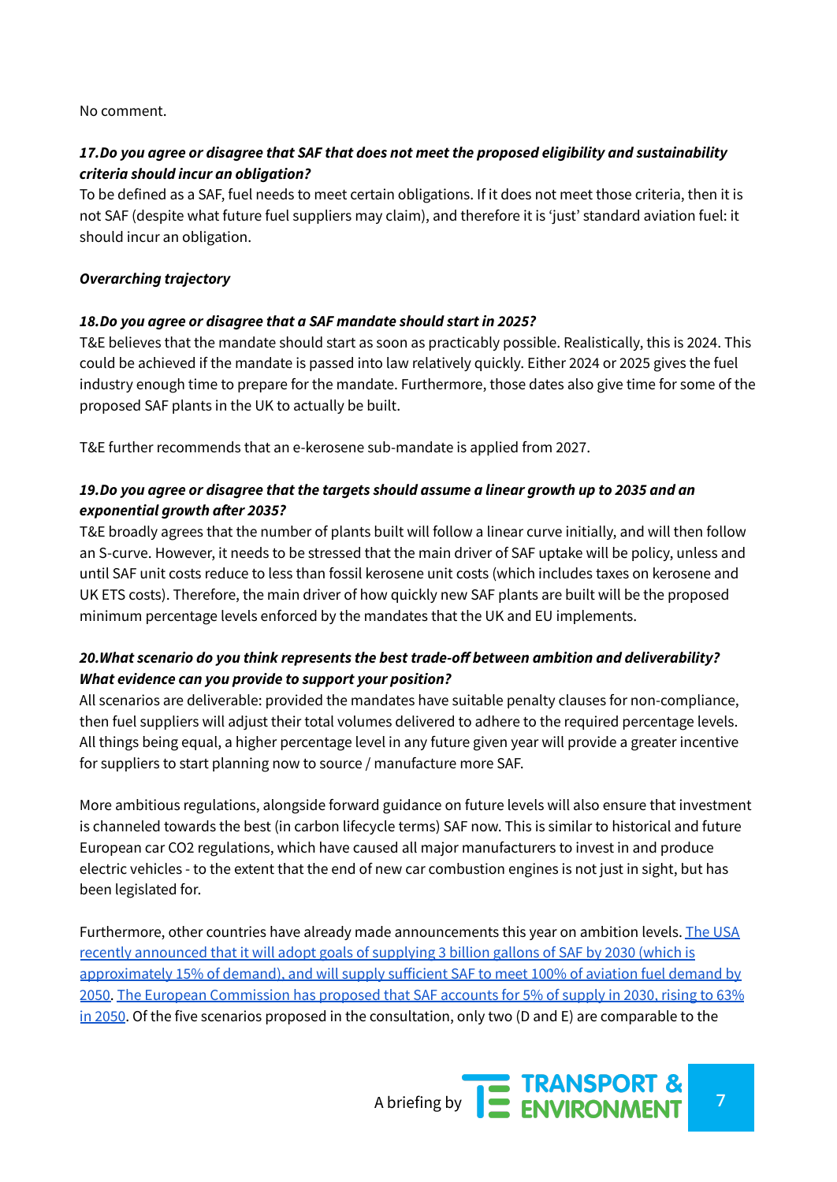No comment.

***17.Do you agree or disagree that SAF that does not meet the proposed eligibility and sustainability criteria should incur an obligation?***

To be defined as a SAF, fuel needs to meet certain obligations. If it does not meet those criteria, then it is not SAF (despite what future fuel suppliers may claim), and therefore it is 'just' standard aviation fuel: it should incur an obligation.

***Overarching trajectory***

***18.Do you agree or disagree that a SAF mandate should start in 2025?***

T&E believes that the mandate should start as soon as practicably possible. Realistically, this is 2024. This could be achieved if the mandate is passed into law relatively quickly. Either 2024 or 2025 gives the fuel industry enough time to prepare for the mandate. Furthermore, those dates also give time for some of the proposed SAF plants in the UK to actually be built.

T&E further recommends that an e-kerosene sub-mandate is applied from 2027.

***19.Do you agree or disagree that the targets should assume a linear growth up to 2035 and an exponential growth after 2035?***

T&E broadly agrees that the number of plants built will follow a linear curve initially, and will then follow an S-curve. However, it needs to be stressed that the main driver of SAF uptake will be policy, unless and until SAF unit costs reduce to less than fossil kerosene unit costs (which includes taxes on kerosene and UK ETS costs). Therefore, the main driver of how quickly new SAF plants are built will be the proposed minimum percentage levels enforced by the mandates that the UK and EU implements.

***20.What scenario do you think represents the best trade-off between ambition and deliverability? What evidence can you provide to support your position?***

All scenarios are deliverable: provided the mandates have suitable penalty clauses for non-compliance, then fuel suppliers will adjust their total volumes delivered to adhere to the required percentage levels. All things being equal, a higher percentage level in any future given year will provide a greater incentive for suppliers to start planning now to source / manufacture more SAF.

More ambitious regulations, alongside forward guidance on future levels will also ensure that investment is channeled towards the best (in carbon lifecycle terms) SAF now. This is similar to historical and future European car CO2 regulations, which have caused all major manufacturers to invest in and produce electric vehicles - to the extent that the end of new car combustion engines is not just in sight, but has been legislated for.

Furthermore, other countries have already made announcements this year on ambition levels. The USA recently announced that it will adopt goals of supplying 3 billion gallons of SAF by 2030 (which is approximately 15% of demand), and will supply sufficient SAF to meet 100% of aviation fuel demand by 2050. The European Commission has proposed that SAF accounts for 5% of supply in 2030, rising to 63% in 2050. Of the five scenarios proposed in the consultation, only two (D and E) are comparable to the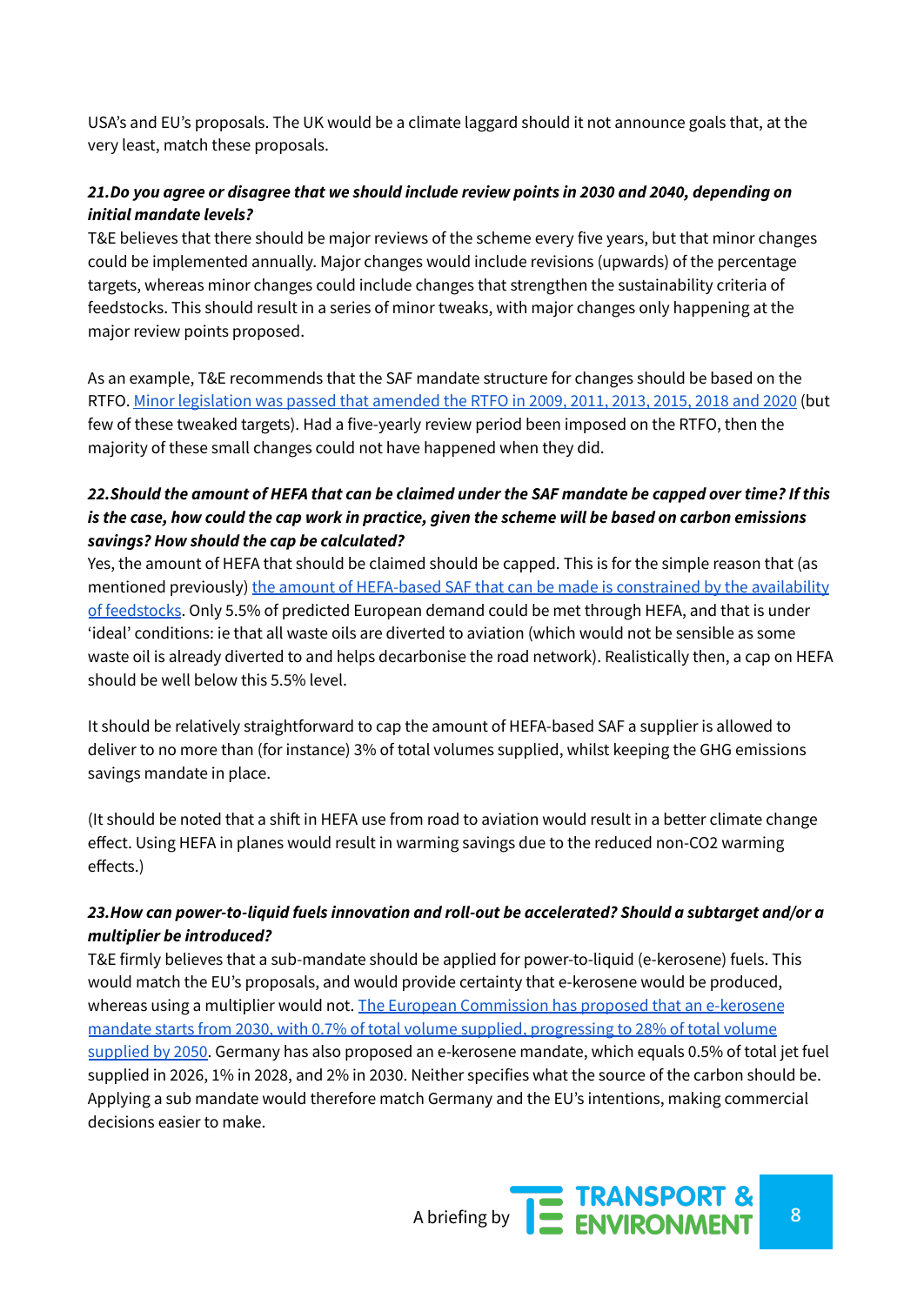USA's and EU's proposals. The UK would be a climate laggard should it not announce goals that, at the very least, match these proposals.

***21.Do you agree or disagree that we should include review points in 2030 and 2040, depending on initial mandate levels?***

T&E believes that there should be major reviews of the scheme every five years, but that minor changes could be implemented annually. Major changes would include revisions (upwards) of the percentage targets, whereas minor changes could include changes that strengthen the sustainability criteria of feedstocks. This should result in a series of minor tweaks, with major changes only happening at the major review points proposed.

As an example, T&E recommends that the SAF mandate structure for changes should be based on the RTFO. Minor legislation was passed that amended the RTFO in 2009, 2011, 2013, 2015, 2018 and 2020 (but few of these tweaked targets). Had a five-yearly review period been imposed on the RTFO, then the majority of these small changes could not have happened when they did.

***22.Should the amount of HEFA that can be claimed under the SAF mandate be capped over time? If this is the case, how could the cap work in practice, given the scheme will be based on carbon emissions savings? How should the cap be calculated?***

Yes, the amount of HEFA that should be claimed should be capped. This is for the simple reason that (as mentioned previously) the amount of HEFA-based SAF that can be made is constrained by the availability of feedstocks. Only 5.5% of predicted European demand could be met through HEFA, and that is under 'ideal' conditions: ie that all waste oils are diverted to aviation (which would not be sensible as some waste oil is already diverted to and helps decarbonise the road network). Realistically then, a cap on HEFA should be well below this 5.5% level.

It should be relatively straightforward to cap the amount of HEFA-based SAF a supplier is allowed to deliver to no more than (for instance) 3% of total volumes supplied, whilst keeping the GHG emissions savings mandate in place.

(It should be noted that a shift in HEFA use from road to aviation would result in a better climate change effect. Using HEFA in planes would result in warming savings due to the reduced non-$CO_2$ warming effects.)

***23.How can power-to-liquid fuels innovation and roll-out be accelerated? Should a subtarget and/or a multiplier be introduced?***

T&E firmly believes that a sub-mandate should be applied for power-to-liquid (e-kerosene) fuels. This would match the EU's proposals, and would provide certainty that e-kerosene would be produced, whereas using a multiplier would not. The European Commission has proposed that an e-kerosene mandate starts from 2030, with 0.7% of total volume supplied, progressing to 28% of total volume supplied by 2050. Germany has also proposed an e-kerosene mandate, which equals 0.5% of total jet fuel supplied in 2026, 1% in 2028, and 2% in 2030. Neither specifies what the source of the carbon should be. Applying a sub mandate would therefore match Germany and the EU's intentions, making commercial decisions easier to make.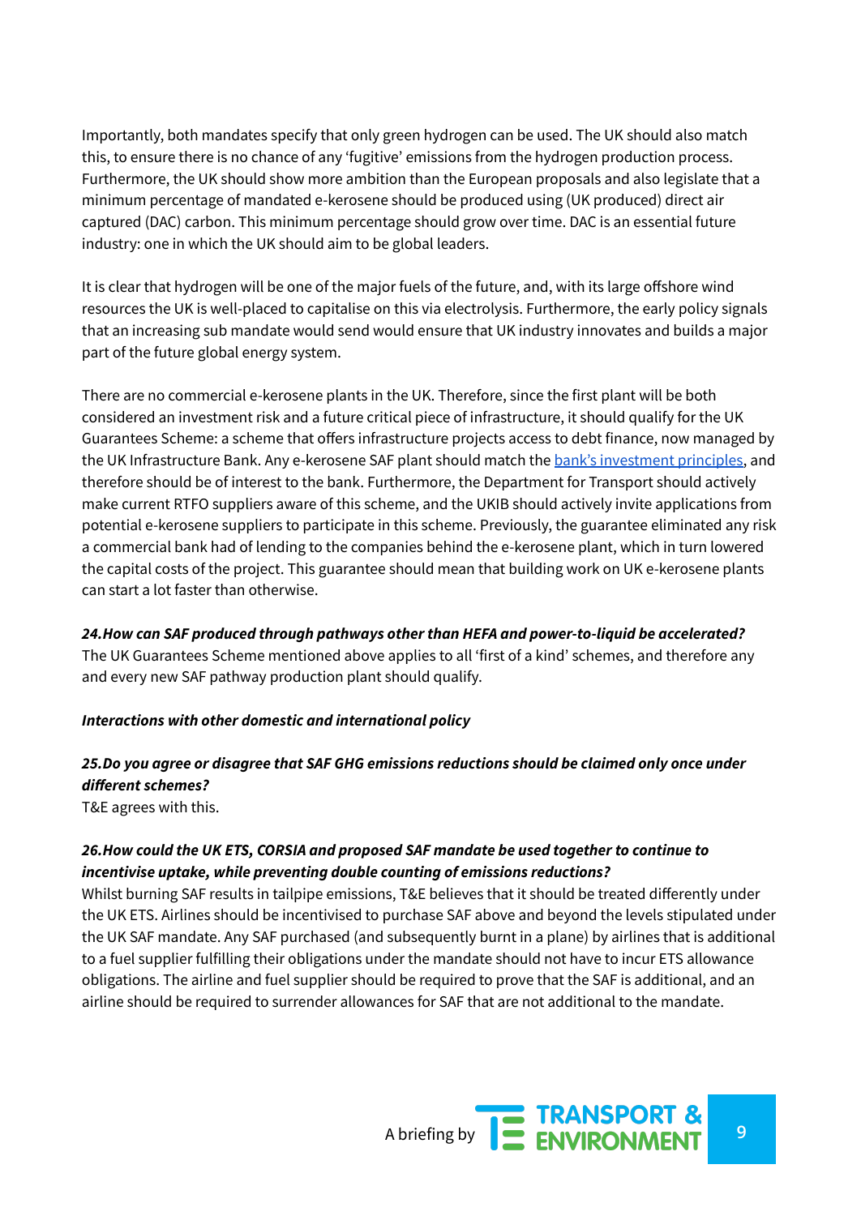Importantly, both mandates specify that only green hydrogen can be used. The UK should also match this, to ensure there is no chance of any 'fugitive' emissions from the hydrogen production process. Furthermore, the UK should show more ambition than the European proposals and also legislate that a minimum percentage of mandated e-kerosene should be produced using (UK produced) direct air captured (DAC) carbon. This minimum percentage should grow over time. DAC is an essential future industry: one in which the UK should aim to be global leaders.

It is clear that hydrogen will be one of the major fuels of the future, and, with its large offshore wind resources the UK is well-placed to capitalise on this via electrolysis. Furthermore, the early policy signals that an increasing sub mandate would send would ensure that UK industry innovates and builds a major part of the future global energy system.

There are no commercial e-kerosene plants in the UK. Therefore, since the first plant will be both considered an investment risk and a future critical piece of infrastructure, it should qualify for the UK Guarantees Scheme: a scheme that offers infrastructure projects access to debt finance, now managed by the UK Infrastructure Bank. Any e-kerosene SAF plant should match the [bank's investment principles](), and therefore should be of interest to the bank. Furthermore, the Department for Transport should actively make current RTFO suppliers aware of this scheme, and the UKIB should actively invite applications from potential e-kerosene suppliers to participate in this scheme. Previously, the guarantee eliminated any risk a commercial bank had of lending to the companies behind the e-kerosene plant, which in turn lowered the capital costs of the project. This guarantee should mean that building work on UK e-kerosene plants can start a lot faster than otherwise.

***24.How can SAF produced through pathways other than HEFA and power-to-liquid be accelerated?***
The UK Guarantees Scheme mentioned above applies to all 'first of a kind' schemes, and therefore any and every new SAF pathway production plant should qualify.

***Interactions with other domestic and international policy***

***25.Do you agree or disagree that SAF GHG emissions reductions should be claimed only once under different schemes?***
T&E agrees with this.

***26.How could the UK ETS, CORSIA and proposed SAF mandate be used together to continue to incentivise uptake, while preventing double counting of emissions reductions?***
Whilst burning SAF results in tailpipe emissions, T&E believes that it should be treated differently under the UK ETS. Airlines should be incentivised to purchase SAF above and beyond the levels stipulated under the UK SAF mandate. Any SAF purchased (and subsequently burnt in a plane) by airlines that is additional to a fuel supplier fulfilling their obligations under the mandate should not have to incur ETS allowance obligations. The airline and fuel supplier should be required to prove that the SAF is additional, and an airline should be required to surrender allowances for SAF that are not additional to the mandate.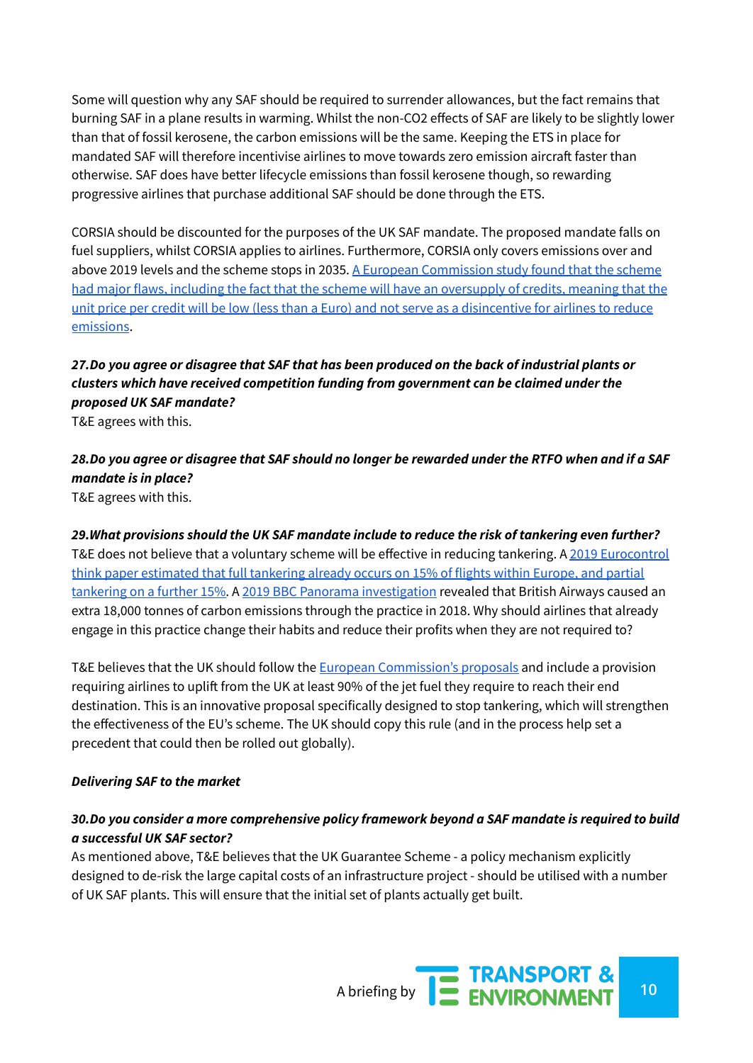Some will question why any SAF should be required to surrender allowances, but the fact remains that burning SAF in a plane results in warming. Whilst the non-CO2 effects of SAF are likely to be slightly lower than that of fossil kerosene, the carbon emissions will be the same. Keeping the ETS in place for mandated SAF will therefore incentivise airlines to move towards zero emission aircraft faster than otherwise. SAF does have better lifecycle emissions than fossil kerosene though, so rewarding progressive airlines that purchase additional SAF should be done through the ETS.

CORSIA should be discounted for the purposes of the UK SAF mandate. The proposed mandate falls on fuel suppliers, whilst CORSIA applies to airlines. Furthermore, CORSIA only covers emissions over and above 2019 levels and the scheme stops in 2035. A European Commission study found that the scheme had major flaws, including the fact that the scheme will have an oversupply of credits, meaning that the unit price per credit will be low (less than a Euro) and not serve as a disincentive for airlines to reduce emissions.

***27.Do you agree or disagree that SAF that has been produced on the back of industrial plants or clusters which have received competition funding from government can be claimed under the proposed UK SAF mandate?***

T&E agrees with this.

***28.Do you agree or disagree that SAF should no longer be rewarded under the RTFO when and if a SAF mandate is in place?***

T&E agrees with this.

***29.What provisions should the UK SAF mandate include to reduce the risk of tankering even further?***

T&E does not believe that a voluntary scheme will be effective in reducing tankering. A 2019 Eurocontrol think paper estimated that full tankering already occurs on 15% of flights within Europe, and partial tankering on a further 15%. A 2019 BBC Panorama investigation revealed that British Airways caused an extra 18,000 tonnes of carbon emissions through the practice in 2018. Why should airlines that already engage in this practice change their habits and reduce their profits when they are not required to?

T&E believes that the UK should follow the European Commission's proposals and include a provision requiring airlines to uplift from the UK at least 90% of the jet fuel they require to reach their end destination. This is an innovative proposal specifically designed to stop tankering, which will strengthen the effectiveness of the EU's scheme. The UK should copy this rule (and in the process help set a precedent that could then be rolled out globally).

***Delivering SAF to the market***

***30.Do you consider a more comprehensive policy framework beyond a SAF mandate is required to build a successful UK SAF sector?***

As mentioned above, T&E believes that the UK Guarantee Scheme - a policy mechanism explicitly designed to de-risk the large capital costs of an infrastructure project - should be utilised with a number of UK SAF plants. This will ensure that the initial set of plants actually get built.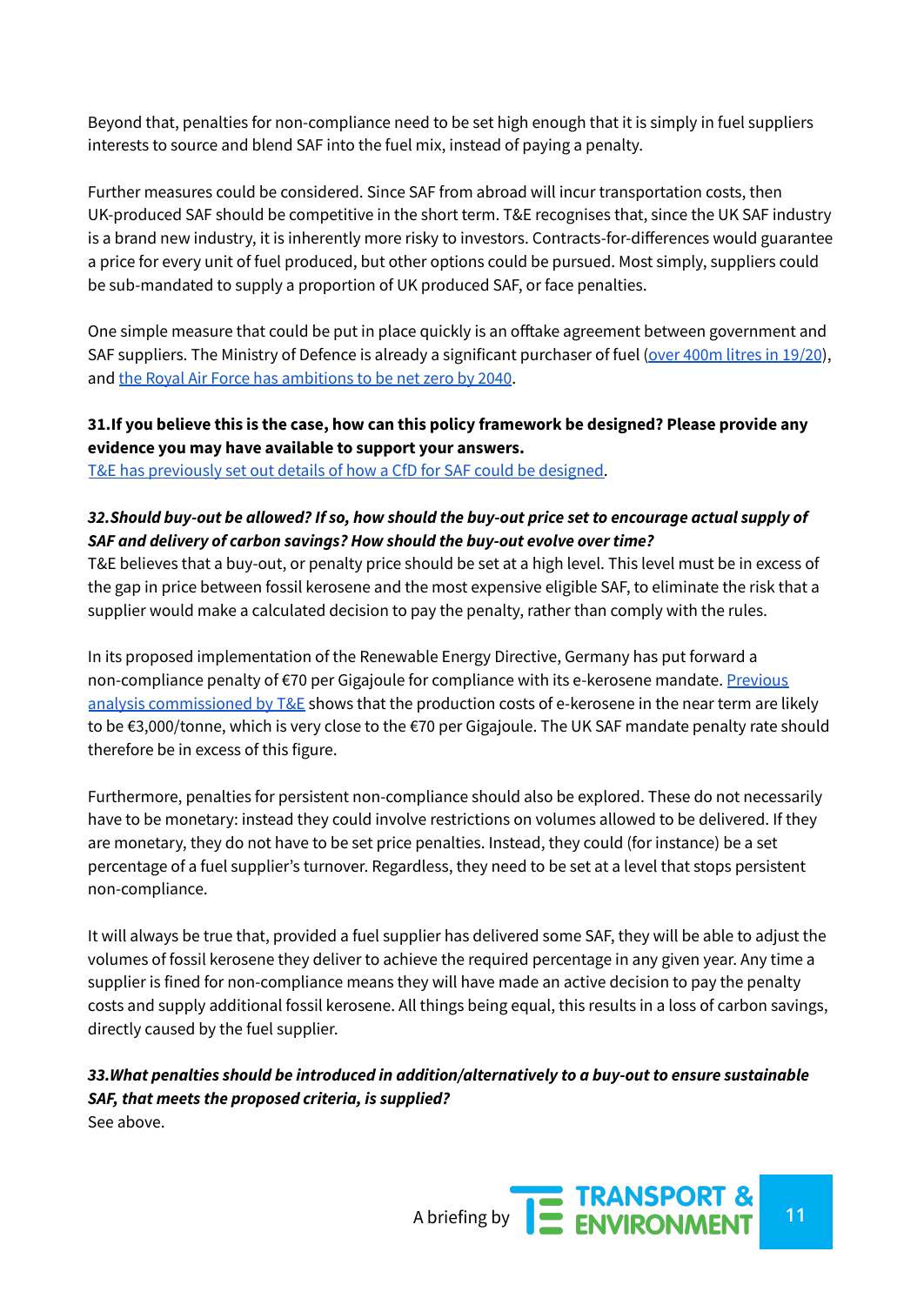Beyond that, penalties for non-compliance need to be set high enough that it is simply in fuel suppliers interests to source and blend SAF into the fuel mix, instead of paying a penalty.

Further measures could be considered. Since SAF from abroad will incur transportation costs, then UK-produced SAF should be competitive in the short term. T&E recognises that, since the UK SAF industry is a brand new industry, it is inherently more risky to investors. Contracts-for-differences would guarantee a price for every unit of fuel produced, but other options could be pursued. Most simply, suppliers could be sub-mandated to supply a proportion of UK produced SAF, or face penalties.

One simple measure that could be put in place quickly is an offtake agreement between government and SAF suppliers. The Ministry of Defence is already a significant purchaser of fuel (over 400m litres in 19/20), and the Royal Air Force has ambitions to be net zero by 2040.

**31.If you believe this is the case, how can this policy framework be designed? Please provide any evidence you may have available to support your answers.**

T&E has previously set out details of how a CfD for SAF could be designed.

***32.Should buy-out be allowed? If so, how should the buy-out price set to encourage actual supply of SAF and delivery of carbon savings? How should the buy-out evolve over time?***

T&E believes that a buy-out, or penalty price should be set at a high level. This level must be in excess of the gap in price between fossil kerosene and the most expensive eligible SAF, to eliminate the risk that a supplier would make a calculated decision to pay the penalty, rather than comply with the rules.

In its proposed implementation of the Renewable Energy Directive, Germany has put forward a non-compliance penalty of €70 per Gigajoule for compliance with its e-kerosene mandate. Previous analysis commissioned by T&E shows that the production costs of e-kerosene in the near term are likely to be €3,000/tonne, which is very close to the €70 per Gigajoule. The UK SAF mandate penalty rate should therefore be in excess of this figure.

Furthermore, penalties for persistent non-compliance should also be explored. These do not necessarily have to be monetary: instead they could involve restrictions on volumes allowed to be delivered. If they are monetary, they do not have to be set price penalties. Instead, they could (for instance) be a set percentage of a fuel supplier's turnover. Regardless, they need to be set at a level that stops persistent non-compliance.

It will always be true that, provided a fuel supplier has delivered some SAF, they will be able to adjust the volumes of fossil kerosene they deliver to achieve the required percentage in any given year. Any time a supplier is fined for non-compliance means they will have made an active decision to pay the penalty costs and supply additional fossil kerosene. All things being equal, this results in a loss of carbon savings, directly caused by the fuel supplier.

***33.What penalties should be introduced in addition/alternatively to a buy-out to ensure sustainable SAF, that meets the proposed criteria, is supplied?***

See above.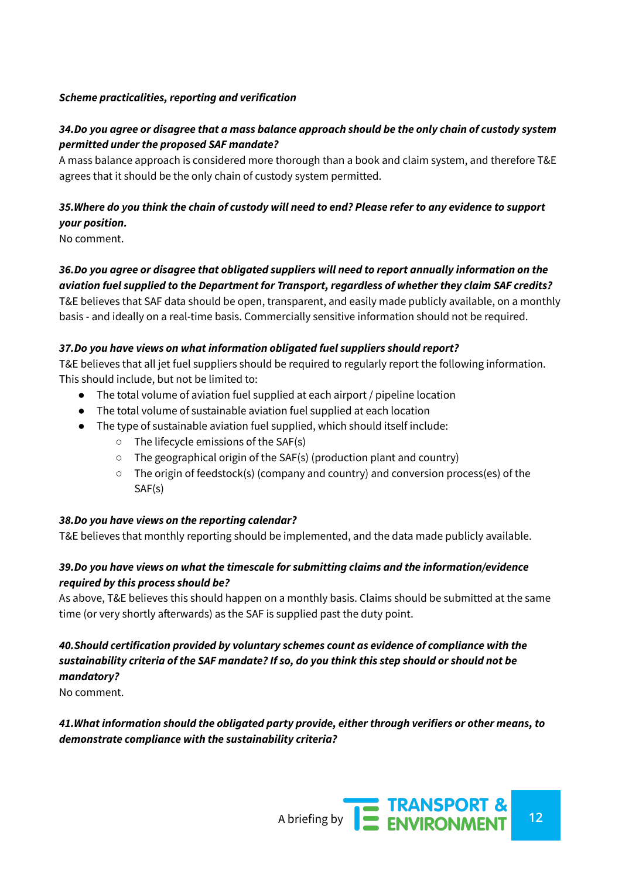***Scheme practicalities, reporting and verification***

***34. Do you agree or disagree that a mass balance approach should be the only chain of custody system permitted under the proposed SAF mandate?***

A mass balance approach is considered more thorough than a book and claim system, and therefore T&E agrees that it should be the only chain of custody system permitted.

***35. Where do you think the chain of custody will need to end? Please refer to any evidence to support your position.***

No comment.

***36. Do you agree or disagree that obligated suppliers will need to report annually information on the aviation fuel supplied to the Department for Transport, regardless of whether they claim SAF credits?***

T&E believes that SAF data should be open, transparent, and easily made publicly available, on a monthly basis - and ideally on a real-time basis. Commercially sensitive information should not be required.

***37. Do you have views on what information obligated fuel suppliers should report?***

T&E believes that all jet fuel suppliers should be required to regularly report the following information. This should include, but not be limited to:

- The total volume of aviation fuel supplied at each airport / pipeline location
- The total volume of sustainable aviation fuel supplied at each location
- The type of sustainable aviation fuel supplied, which should itself include:
  - The lifecycle emissions of the SAF(s)
  - The geographical origin of the SAF(s) (production plant and country)
  - The origin of feedstock(s) (company and country) and conversion process(es) of the SAF(s)

***38. Do you have views on the reporting calendar?***

T&E believes that monthly reporting should be implemented, and the data made publicly available.

***39. Do you have views on what the timescale for submitting claims and the information/evidence required by this process should be?***

As above, T&E believes this should happen on a monthly basis. Claims should be submitted at the same time (or very shortly afterwards) as the SAF is supplied past the duty point.

***40. Should certification provided by voluntary schemes count as evidence of compliance with the sustainability criteria of the SAF mandate? If so, do you think this step should or should not be mandatory?***

No comment.

***41. What information should the obligated party provide, either through verifiers or other means, to demonstrate compliance with the sustainability criteria?***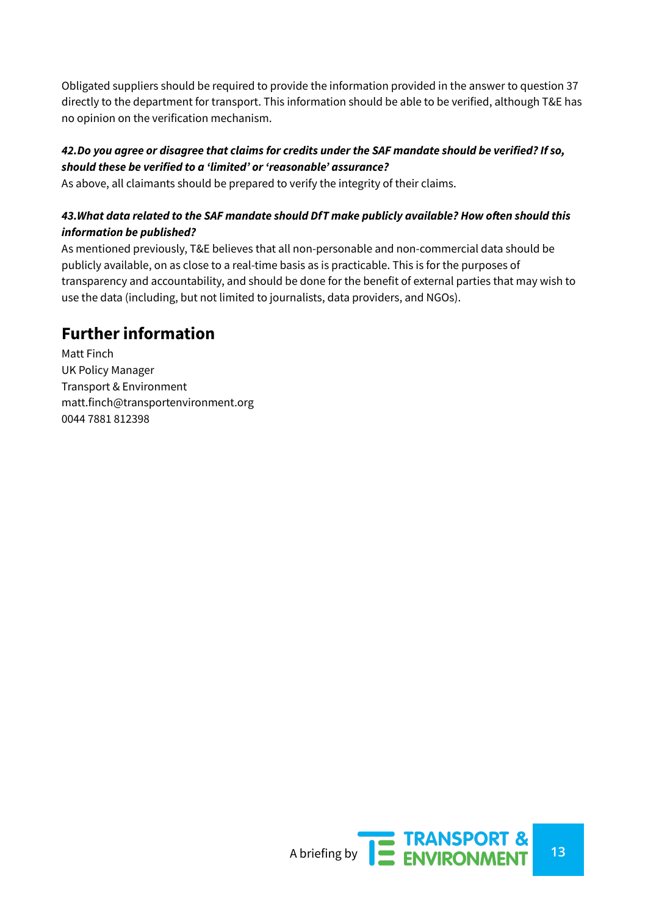Obligated suppliers should be required to provide the information provided in the answer to question 37 directly to the department for transport. This information should be able to be verified, although T&E has no opinion on the verification mechanism.

***42.Do you agree or disagree that claims for credits under the SAF mandate should be verified? If so, should these be verified to a 'limited' or 'reasonable' assurance?***

As above, all claimants should be prepared to verify the integrity of their claims.

***43.What data related to the SAF mandate should DfT make publicly available? How often should this information be published?***

As mentioned previously, T&E believes that all non-personable and non-commercial data should be publicly available, on as close to a real-time basis as is practicable. This is for the purposes of transparency and accountability, and should be done for the benefit of external parties that may wish to use the data (including, but not limited to journalists, data providers, and NGOs).

## Further information

Matt Finch
UK Policy Manager
Transport & Environment
matt.finch@transportenvironment.org
0044 7881 812398